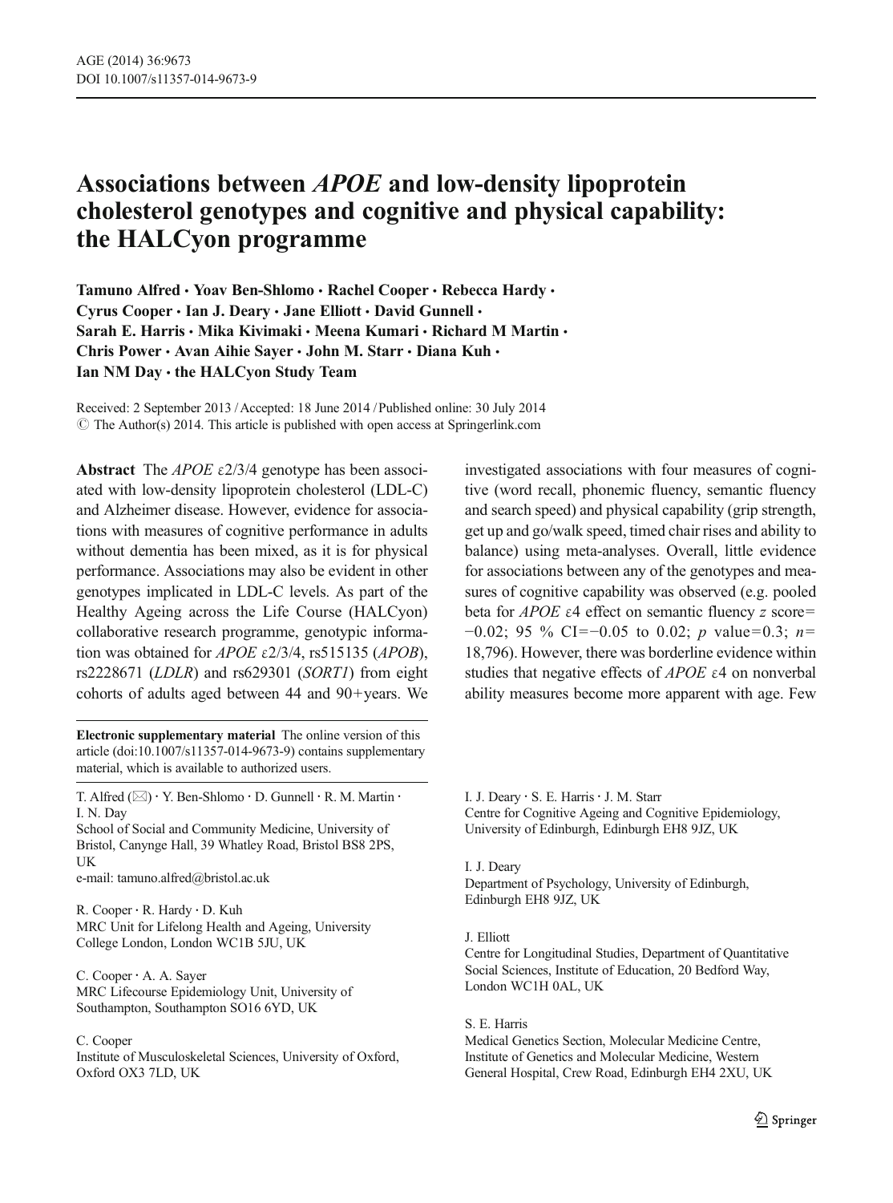# Associations between *APOE* and low-density lipoprotein cholesterol genotypes and cognitive and physical capability: the HALCyon programme

Tamuno Alfred · Yoav Ben-Shlomo · Rachel Cooper · Rebecca Hardy · Cyrus Cooper · Ian J. Deary · Jane Elliott · David Gunnell · Sarah E. Harris · Mika Kivimaki · Meena Kumari · Richard M Martin · Chris Power · Avan Aihie Sayer · John M. Starr · Diana Kuh · Ian NM Day · the HALCyon Study Team

Received: 2 September 2013 / Accepted: 18 June 2014 / Published online: 30 July 2014
© The Author(s) 2014. This article is published with open access at Springerlink.com

**Abstract** The *APOE* ε2/3/4 genotype has been associated with low-density lipoprotein cholesterol (LDL-C) and Alzheimer disease. However, evidence for associations with measures of cognitive performance in adults without dementia has been mixed, as it is for physical performance. Associations may also be evident in other genotypes implicated in LDL-C levels. As part of the Healthy Ageing across the Life Course (HALCyon) collaborative research programme, genotypic information was obtained for *APOE* ε2/3/4, rs515135 (*APOB*), rs2228671 (*LDLR*) and rs629301 (*SORT1*) from eight cohorts of adults aged between 44 and 90+years. We investigated associations with four measures of cognitive (word recall, phonemic fluency, semantic fluency and search speed) and physical capability (grip strength, get up and go/walk speed, timed chair rises and ability to balance) using meta-analyses. Overall, little evidence for associations between any of the genotypes and measures of cognitive capability was observed (e.g. pooled beta for *APOE* ε4 effect on semantic fluency *z* score= −0.02; 95 % CI=−0.05 to 0.02; *p* value=0.3; *n*= 18,796). However, there was borderline evidence within studies that negative effects of *APOE* ε4 on nonverbal ability measures become more apparent with age. Few

**Electronic supplementary material** The online version of this article (doi:10.1007/s11357-014-9673-9) contains supplementary material, which is available to authorized users.

T. Alfred (✉) · Y. Ben-Shlomo · D. Gunnell · R. M. Martin · I. N. Day
School of Social and Community Medicine, University of Bristol, Canynge Hall, 39 Whatley Road, Bristol BS8 2PS, UK
e-mail: tamuno.alfred@bristol.ac.uk

R. Cooper · R. Hardy · D. Kuh
MRC Unit for Lifelong Health and Ageing, University College London, London WC1B 5JU, UK

C. Cooper · A. A. Sayer
MRC Lifecourse Epidemiology Unit, University of Southampton, Southampton SO16 6YD, UK

C. Cooper
Institute of Musculoskeletal Sciences, University of Oxford, Oxford OX3 7LD, UK

I. J. Deary · S. E. Harris · J. M. Starr
Centre for Cognitive Ageing and Cognitive Epidemiology, University of Edinburgh, Edinburgh EH8 9JZ, UK

I. J. Deary
Department of Psychology, University of Edinburgh, Edinburgh EH8 9JZ, UK

J. Elliott
Centre for Longitudinal Studies, Department of Quantitative Social Sciences, Institute of Education, 20 Bedford Way, London WC1H 0AL, UK

S. E. Harris
Medical Genetics Section, Molecular Medicine Centre, Institute of Genetics and Molecular Medicine, Western General Hospital, Crew Road, Edinburgh EH4 2XU, UK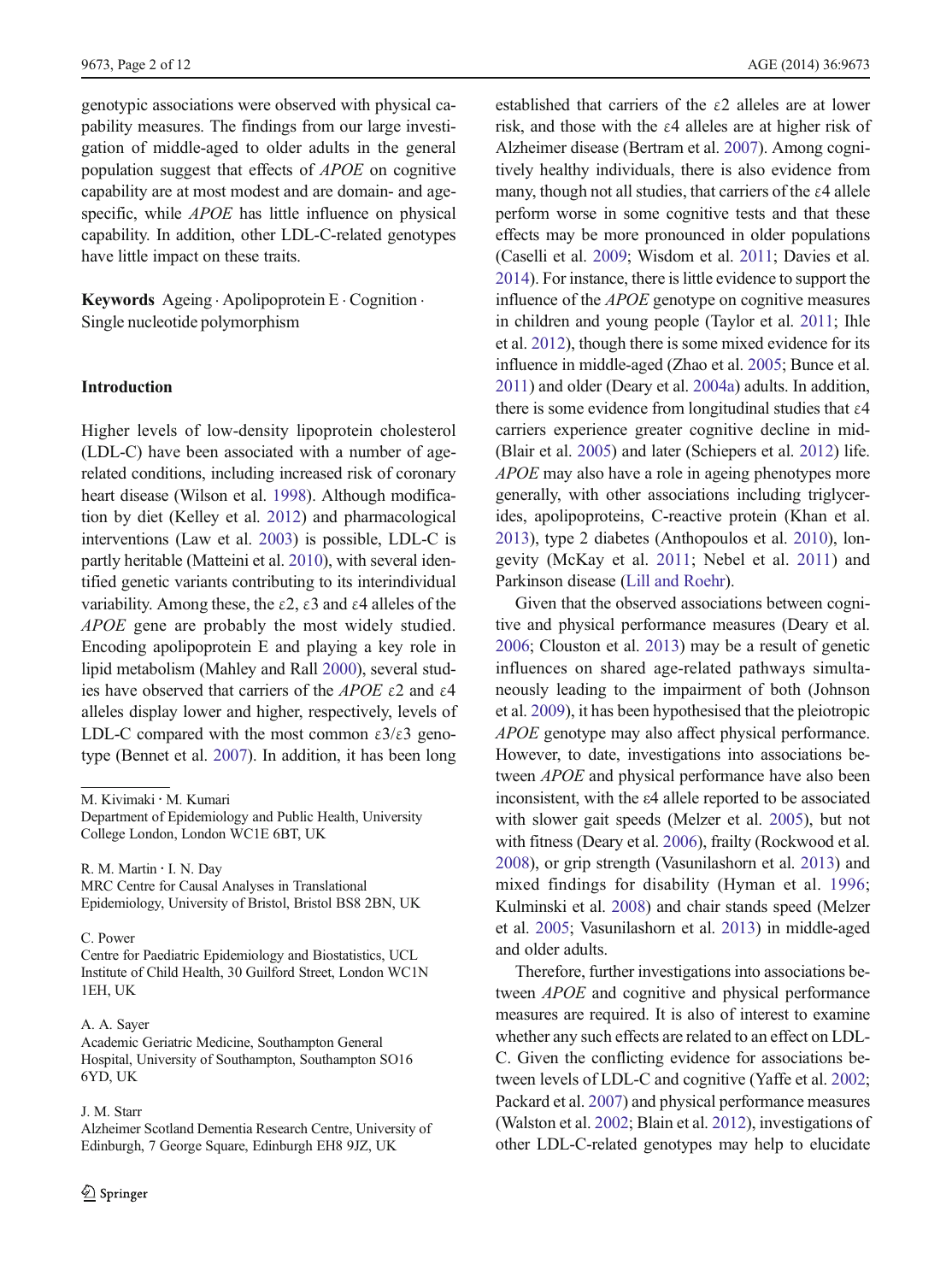genotypic associations were observed with physical capability measures. The findings from our large investigation of middle-aged to older adults in the general population suggest that effects of *APOE* on cognitive capability are at most modest and are domain- and age-specific, while *APOE* has little influence on physical capability. In addition, other LDL-C-related genotypes have little impact on these traits.

**Keywords** Ageing · Apolipoprotein E · Cognition · Single nucleotide polymorphism

## Introduction

Higher levels of low-density lipoprotein cholesterol (LDL-C) have been associated with a number of age-related conditions, including increased risk of coronary heart disease (Wilson et al. 1998). Although modification by diet (Kelley et al. 2012) and pharmacological interventions (Law et al. 2003) is possible, LDL-C is partly heritable (Matteini et al. 2010), with several identified genetic variants contributing to its interindividual variability. Among these, the ε2, ε3 and ε4 alleles of the *APOE* gene are probably the most widely studied. Encoding apolipoprotein E and playing a key role in lipid metabolism (Mahley and Rall 2000), several studies have observed that carriers of the *APOE* ε2 and ε4 alleles display lower and higher, respectively, levels of LDL-C compared with the most common ε3/ε3 genotype (Bennet et al. 2007). In addition, it has been long established that carriers of the ε2 alleles are at lower risk, and those with the ε4 alleles are at higher risk of Alzheimer disease (Bertram et al. 2007). Among cognitively healthy individuals, there is also evidence from many, though not all studies, that carriers of the ε4 allele perform worse in some cognitive tests and that these effects may be more pronounced in older populations (Caselli et al. 2009; Wisdom et al. 2011; Davies et al. 2014). For instance, there is little evidence to support the influence of the *APOE* genotype on cognitive measures in children and young people (Taylor et al. 2011; Ihle et al. 2012), though there is some mixed evidence for its influence in middle-aged (Zhao et al. 2005; Bunce et al. 2011) and older (Deary et al. 2004a) adults. In addition, there is some evidence from longitudinal studies that ε4 carriers experience greater cognitive decline in mid- (Blair et al. 2005) and later (Schiepers et al. 2012) life. *APOE* may also have a role in ageing phenotypes more generally, with other associations including triglycerides, apolipoproteins, C-reactive protein (Khan et al. 2013), type 2 diabetes (Anthopoulos et al. 2010), longevity (McKay et al. 2011; Nebel et al. 2011) and Parkinson disease (Lill and Roehr).

Given that the observed associations between cognitive and physical performance measures (Deary et al. 2006; Clouston et al. 2013) may be a result of genetic influences on shared age-related pathways simultaneously leading to the impairment of both (Johnson et al. 2009), it has been hypothesised that the pleiotropic *APOE* genotype may also affect physical performance. However, to date, investigations into associations between *APOE* and physical performance have also been inconsistent, with the ε4 allele reported to be associated with slower gait speeds (Melzer et al. 2005), but not with fitness (Deary et al. 2006), frailty (Rockwood et al. 2008), or grip strength (Vasunilashorn et al. 2013) and mixed findings for disability (Hyman et al. 1996; Kulminski et al. 2008) and chair stands speed (Melzer et al. 2005; Vasunilashorn et al. 2013) in middle-aged and older adults.

Therefore, further investigations into associations between *APOE* and cognitive and physical performance measures are required. It is also of interest to examine whether any such effects are related to an effect on LDL-C. Given the conflicting evidence for associations between levels of LDL-C and cognitive (Yaffe et al. 2002; Packard et al. 2007) and physical performance measures (Walston et al. 2002; Blain et al. 2012), investigations of other LDL-C-related genotypes may help to elucidate

M. Kivimaki · M. Kumari
Department of Epidemiology and Public Health, University College London, London WC1E 6BT, UK

R. M. Martin · I. N. Day
MRC Centre for Causal Analyses in Translational Epidemiology, University of Bristol, Bristol BS8 2BN, UK

C. Power
Centre for Paediatric Epidemiology and Biostatistics, UCL Institute of Child Health, 30 Guilford Street, London WC1N 1EH, UK

A. A. Sayer
Academic Geriatric Medicine, Southampton General Hospital, University of Southampton, Southampton SO16 6YD, UK

J. M. Starr
Alzheimer Scotland Dementia Research Centre, University of Edinburgh, 7 George Square, Edinburgh EH8 9JZ, UK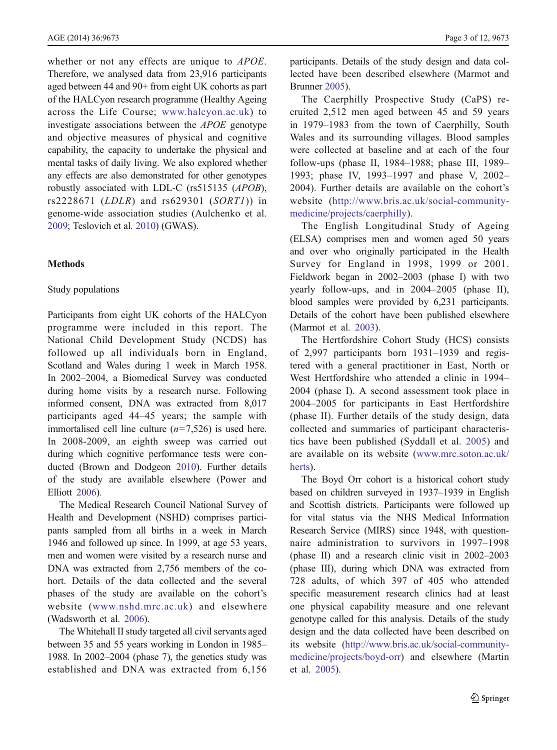whether or not any effects are unique to *APOE*. Therefore, we analysed data from 23,916 participants aged between 44 and 90+ from eight UK cohorts as part of the HALCyon research programme (Healthy Ageing across the Life Course; www.halcyon.ac.uk) to investigate associations between the *APOE* genotype and objective measures of physical and cognitive capability, the capacity to undertake the physical and mental tasks of daily living. We also explored whether any effects are also demonstrated for other genotypes robustly associated with LDL-C (rs515135 (*APOB*), rs2228671 (*LDLR*) and rs629301 (*SORT1*)) in genome-wide association studies (Aulchenko et al. 2009; Teslovich et al. 2010) (GWAS).

## Methods

### Study populations

Participants from eight UK cohorts of the HALCyon programme were included in this report. The National Child Development Study (NCDS) has followed up all individuals born in England, Scotland and Wales during 1 week in March 1958. In 2002–2004, a Biomedical Survey was conducted during home visits by a research nurse. Following informed consent, DNA was extracted from 8,017 participants aged 44–45 years; the sample with immortalised cell line culture ($n$=7,526) is used here. In 2008-2009, an eighth sweep was carried out during which cognitive performance tests were conducted (Brown and Dodgeon 2010). Further details of the study are available elsewhere (Power and Elliott 2006).

The Medical Research Council National Survey of Health and Development (NSHD) comprises participants sampled from all births in a week in March 1946 and followed up since. In 1999, at age 53 years, men and women were visited by a research nurse and DNA was extracted from 2,756 members of the cohort. Details of the data collected and the several phases of the study are available on the cohort's website (www.nshd.mrc.ac.uk) and elsewhere (Wadsworth et al. 2006).

The Whitehall II study targeted all civil servants aged between 35 and 55 years working in London in 1985–1988. In 2002–2004 (phase 7), the genetics study was established and DNA was extracted from 6,156 participants. Details of the study design and data collected have been described elsewhere (Marmot and Brunner 2005).

The Caerphilly Prospective Study (CaPS) recruited 2,512 men aged between 45 and 59 years in 1979–1983 from the town of Caerphilly, South Wales and its surrounding villages. Blood samples were collected at baseline and at each of the four follow-ups (phase II, 1984–1988; phase III, 1989–1993; phase IV, 1993–1997 and phase V, 2002–2004). Further details are available on the cohort's website (http://www.bris.ac.uk/social-community-medicine/projects/caerphilly).

The English Longitudinal Study of Ageing (ELSA) comprises men and women aged 50 years and over who originally participated in the Health Survey for England in 1998, 1999 or 2001. Fieldwork began in 2002–2003 (phase I) with two yearly follow-ups, and in 2004–2005 (phase II), blood samples were provided by 6,231 participants. Details of the cohort have been published elsewhere (Marmot et al. 2003).

The Hertfordshire Cohort Study (HCS) consists of 2,997 participants born 1931–1939 and registered with a general practitioner in East, North or West Hertfordshire who attended a clinic in 1994–2004 (phase I). A second assessment took place in 2004–2005 for participants in East Hertfordshire (phase II). Further details of the study design, data collected and summaries of participant characteristics have been published (Syddall et al. 2005) and are available on its website (www.mrc.soton.ac.uk/herts).

The Boyd Orr cohort is a historical cohort study based on children surveyed in 1937–1939 in English and Scottish districts. Participants were followed up for vital status via the NHS Medical Information Research Service (MIRS) since 1948, with questionnaire administration to survivors in 1997–1998 (phase II) and a research clinic visit in 2002–2003 (phase III), during which DNA was extracted from 728 adults, of which 397 of 405 who attended specific measurement research clinics had at least one physical capability measure and one relevant genotype called for this analysis. Details of the study design and the data collected have been described on its website (http://www.bris.ac.uk/social-community-medicine/projects/boyd-orr) and elsewhere (Martin et al. 2005).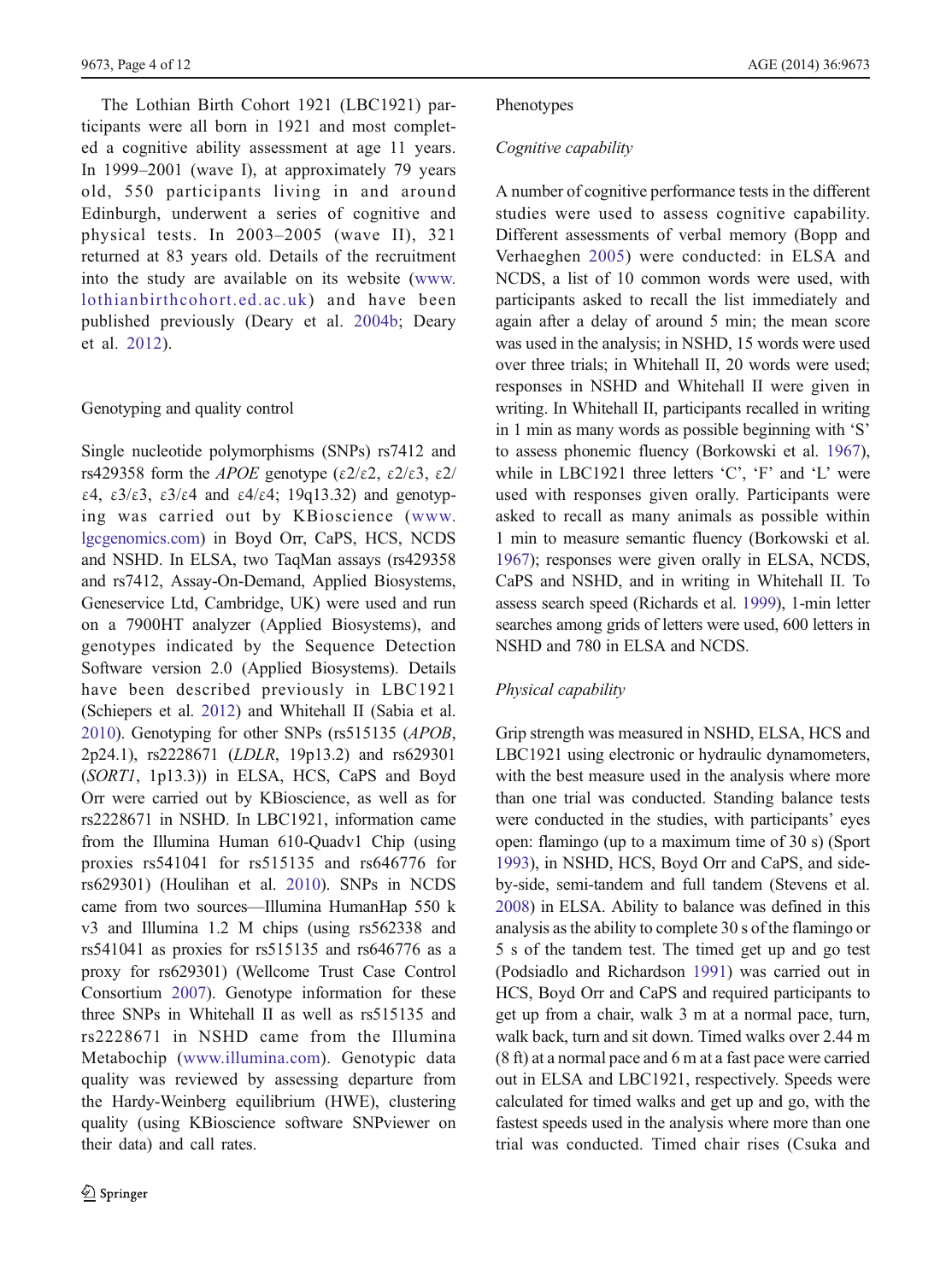The Lothian Birth Cohort 1921 (LBC1921) participants were all born in 1921 and most completed a cognitive ability assessment at age 11 years. In 1999–2001 (wave I), at approximately 79 years old, 550 participants living in and around Edinburgh, underwent a series of cognitive and physical tests. In 2003–2005 (wave II), 321 returned at 83 years old. Details of the recruitment into the study are available on its website (www.lothianbirthcohort.ed.ac.uk) and have been published previously (Deary et al. 2004b; Deary et al. 2012).

## Genotyping and quality control

Single nucleotide polymorphisms (SNPs) rs7412 and rs429358 form the *APOE* genotype (ε2/ε2, ε2/ε3, ε2/ε4, ε3/ε3, ε3/ε4 and ε4/ε4; 19q13.32) and genotyping was carried out by KBioscience (www.lgcgenomics.com) in Boyd Orr, CaPS, HCS, NCDS and NSHD. In ELSA, two TaqMan assays (rs429358 and rs7412, Assay-On-Demand, Applied Biosystems, Geneservice Ltd, Cambridge, UK) were used and run on a 7900HT analyzer (Applied Biosystems), and genotypes indicated by the Sequence Detection Software version 2.0 (Applied Biosystems). Details have been described previously in LBC1921 (Schiepers et al. 2012) and Whitehall II (Sabia et al. 2010). Genotyping for other SNPs (rs515135 (*APOB*, 2p24.1), rs2228671 (*LDLR*, 19p13.2) and rs629301 (*SORT1*, 1p13.3)) in ELSA, HCS, CaPS and Boyd Orr were carried out by KBioscience, as well as for rs2228671 in NSHD. In LBC1921, information came from the Illumina Human 610-Quadv1 Chip (using proxies rs541041 for rs515135 and rs646776 for rs629301) (Houlihan et al. 2010). SNPs in NCDS came from two sources—Illumina HumanHap 550 k v3 and Illumina 1.2 M chips (using rs562338 and rs541041 as proxies for rs515135 and rs646776 as a proxy for rs629301) (Wellcome Trust Case Control Consortium 2007). Genotype information for these three SNPs in Whitehall II as well as rs515135 and rs2228671 in NSHD came from the Illumina Metabochip (www.illumina.com). Genotypic data quality was reviewed by assessing departure from the Hardy-Weinberg equilibrium (HWE), clustering quality (using KBioscience software SNPviewer on their data) and call rates.

## Phenotypes

### *Cognitive capability*

A number of cognitive performance tests in the different studies were used to assess cognitive capability. Different assessments of verbal memory (Bopp and Verhaeghen 2005) were conducted: in ELSA and NCDS, a list of 10 common words were used, with participants asked to recall the list immediately and again after a delay of around 5 min; the mean score was used in the analysis; in NSHD, 15 words were used over three trials; in Whitehall II, 20 words were used; responses in NSHD and Whitehall II were given in writing. In Whitehall II, participants recalled in writing in 1 min as many words as possible beginning with 'S' to assess phonemic fluency (Borkowski et al. 1967), while in LBC1921 three letters 'C', 'F' and 'L' were used with responses given orally. Participants were asked to recall as many animals as possible within 1 min to measure semantic fluency (Borkowski et al. 1967); responses were given orally in ELSA, NCDS, CaPS and NSHD, and in writing in Whitehall II. To assess search speed (Richards et al. 1999), 1-min letter searches among grids of letters were used, 600 letters in NSHD and 780 in ELSA and NCDS.

### *Physical capability*

Grip strength was measured in NSHD, ELSA, HCS and LBC1921 using electronic or hydraulic dynamometers, with the best measure used in the analysis where more than one trial was conducted. Standing balance tests were conducted in the studies, with participants' eyes open: flamingo (up to a maximum time of 30 s) (Sport 1993), in NSHD, HCS, Boyd Orr and CaPS, and side-by-side, semi-tandem and full tandem (Stevens et al. 2008) in ELSA. Ability to balance was defined in this analysis as the ability to complete 30 s of the flamingo or 5 s of the tandem test. The timed get up and go test (Podsiadlo and Richardson 1991) was carried out in HCS, Boyd Orr and CaPS and required participants to get up from a chair, walk 3 m at a normal pace, turn, walk back, turn and sit down. Timed walks over 2.44 m (8 ft) at a normal pace and 6 m at a fast pace were carried out in ELSA and LBC1921, respectively. Speeds were calculated for timed walks and get up and go, with the fastest speeds used in the analysis where more than one trial was conducted. Timed chair rises (Csuka and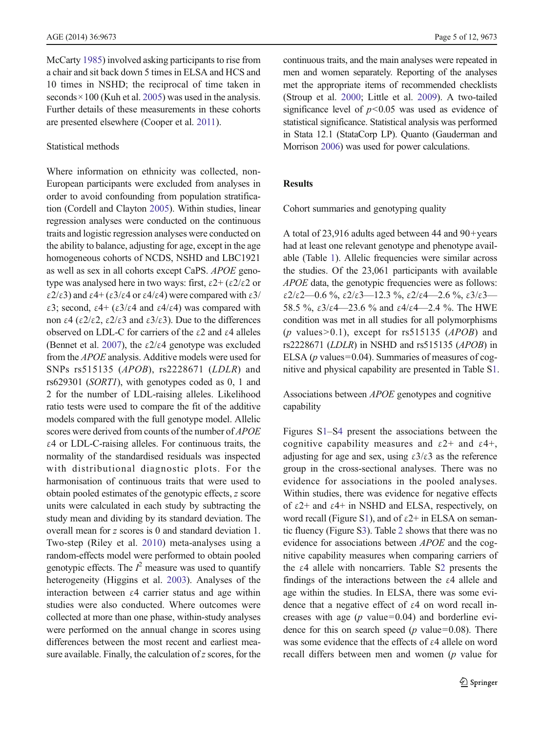McCarty 1985) involved asking participants to rise from a chair and sit back down 5 times in ELSA and HCS and 10 times in NSHD; the reciprocal of time taken in seconds × 100 (Kuh et al. 2005) was used in the analysis. Further details of these measurements in these cohorts are presented elsewhere (Cooper et al. 2011).

### Statistical methods

Where information on ethnicity was collected, non-European participants were excluded from analyses in order to avoid confounding from population stratification (Cordell and Clayton 2005). Within studies, linear regression analyses were conducted on the continuous traits and logistic regression analyses were conducted on the ability to balance, adjusting for age, except in the age homogeneous cohorts of NCDS, NSHD and LBC1921 as well as sex in all cohorts except CaPS. *APOE* genotype was analysed here in two ways: first, ε2+ (ε2/ε2 or ε2/ε3) and ε4+ (ε3/ε4 or ε4/ε4) were compared with ε3/ε3; second, ε4+ (ε3/ε4 and ε4/ε4) was compared with non ε4 (ε2/ε2, ε2/ε3 and ε3/ε3). Due to the differences observed on LDL-C for carriers of the ε2 and ε4 alleles (Bennet et al. 2007), the ε2/ε4 genotype was excluded from the *APOE* analysis. Additive models were used for SNPs rs515135 (*APOB*), rs2228671 (*LDLR*) and rs629301 (*SORT1*), with genotypes coded as 0, 1 and 2 for the number of LDL-raising alleles. Likelihood ratio tests were used to compare the fit of the additive models compared with the full genotype model. Allelic scores were derived from counts of the number of *APOE* ε4 or LDL-C-raising alleles. For continuous traits, the normality of the standardised residuals was inspected with distributional diagnostic plots. For the harmonisation of continuous traits that were used to obtain pooled estimates of the genotypic effects, *z* score units were calculated in each study by subtracting the study mean and dividing by its standard deviation. The overall mean for *z* scores is 0 and standard deviation 1. Two-step (Riley et al. 2010) meta-analyses using a random-effects model were performed to obtain pooled genotypic effects. The $I^2$ measure was used to quantify heterogeneity (Higgins et al. 2003). Analyses of the interaction between ε4 carrier status and age within studies were also conducted. Where outcomes were collected at more than one phase, within-study analyses were performed on the annual change in scores using differences between the most recent and earliest measure available. Finally, the calculation of *z* scores, for the continuous traits, and the main analyses were repeated in men and women separately. Reporting of the analyses met the appropriate items of recommended checklists (Stroup et al. 2000; Little et al. 2009). A two-tailed significance level of $p<0.05$ was used as evidence of statistical significance. Statistical analysis was performed in Stata 12.1 (StataCorp LP). Quanto (Gauderman and Morrison 2006) was used for power calculations.

## Results

### Cohort summaries and genotyping quality

A total of 23,916 adults aged between 44 and 90+ years had at least one relevant genotype and phenotype available (Table 1). Allelic frequencies were similar across the studies. Of the 23,061 participants with available *APOE* data, the genotypic frequencies were as follows: ε2/ε2—0.6 %, ε2/ε3—12.3 %, ε2/ε4—2.6 %, ε3/ε3—58.5 %, ε3/ε4—23.6 % and ε4/ε4—2.4 %. The HWE condition was met in all studies for all polymorphisms ($p$ values > 0.1), except for rs515135 (*APOB*) and rs2228671 (*LDLR*) in NSHD and rs515135 (*APOB*) in ELSA ($p$ values = 0.04). Summaries of measures of cognitive and physical capability are presented in Table S1.

### Associations between *APOE* genotypes and cognitive capability

Figures S1–S4 present the associations between the cognitive capability measures and ε2+ and ε4+, adjusting for age and sex, using ε3/ε3 as the reference group in the cross-sectional analyses. There was no evidence for associations in the pooled analyses. Within studies, there was evidence for negative effects of ε2+ and ε4+ in NSHD and ELSA, respectively, on word recall (Figure S1), and of ε2+ in ELSA on semantic fluency (Figure S3). Table 2 shows that there was no evidence for associations between *APOE* and the cognitive capability measures when comparing carriers of the ε4 allele with noncarriers. Table S2 presents the findings of the interactions between the ε4 allele and age within the studies. In ELSA, there was some evidence that a negative effect of ε4 on word recall increases with age ($p$ value = 0.04) and borderline evidence for this on search speed ($p$ value = 0.08). There was some evidence that the effects of ε4 allele on word recall differs between men and women ($p$ value for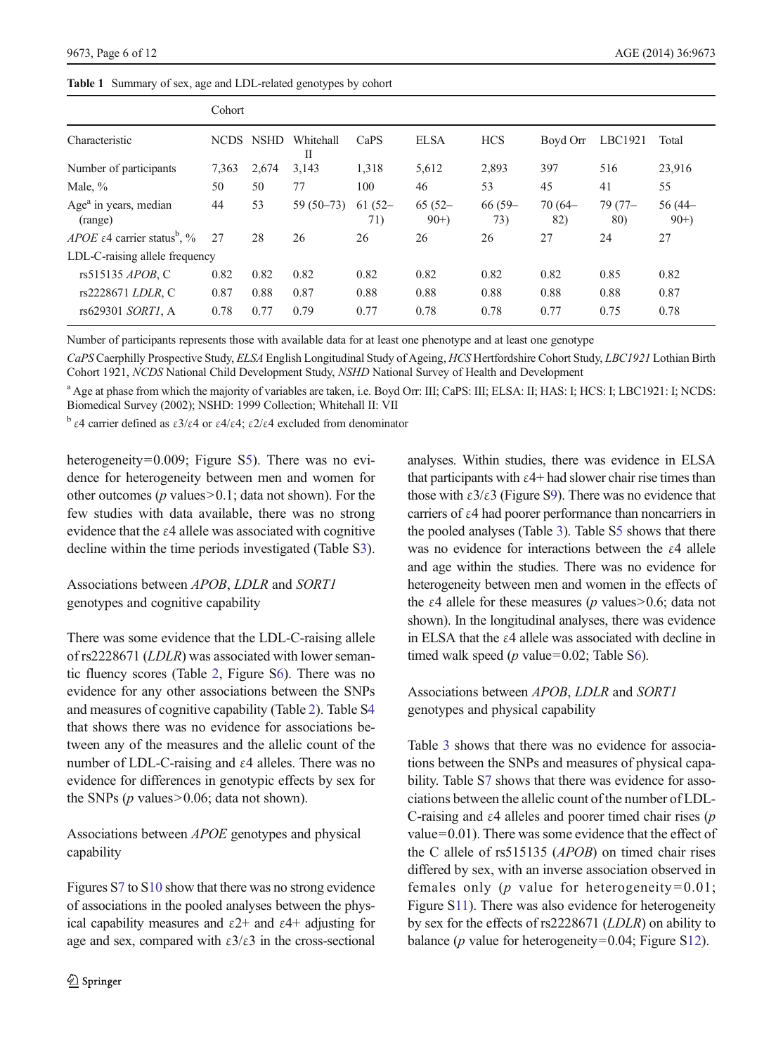**Table 1** Summary of sex, age and LDL-related genotypes by cohort

| Characteristic | Cohort | | | | | | | | |
|---|---|---|---|---|---|---|---|---|---|
| | NCDS | NSHD | Whitehall II | CaPS | ELSA | HCS | Boyd Orr | LBC1921 | Total |
| Number of participants | 7,363 | 2,674 | 3,143 | 1,318 | 5,612 | 2,893 | 397 | 516 | 23,916 |
| Male, % | 50 | 50 | 77 | 100 | 46 | 53 | 45 | 41 | 55 |
| Age[a] in years, median (range) | 44 | 53 | 59 (50–73) | 61 (52–71) | 65 (52–90+) | 66 (59–73) | 70 (64–82) | 79 (77–80) | 56 (44–90+) |
| *APOE* ε4 carrier status[b], % | 27 | 28 | 26 | 26 | 26 | 26 | 27 | 24 | 27 |
| LDL-C-raising allele frequency | | | | | | | | | |
| rs515135 *APOB*, C | 0.82 | 0.82 | 0.82 | 0.82 | 0.82 | 0.82 | 0.82 | 0.85 | 0.82 |
| rs2228671 *LDLR*, C | 0.87 | 0.88 | 0.87 | 0.88 | 0.88 | 0.88 | 0.88 | 0.88 | 0.87 |
| rs629301 *SORT1*, A | 0.78 | 0.77 | 0.79 | 0.77 | 0.78 | 0.78 | 0.77 | 0.75 | 0.78 |

Number of participants represents those with available data for at least one phenotype and at least one genotype

*CaPS* Caerphilly Prospective Study, *ELSA* English Longitudinal Study of Ageing, *HCS* Hertfordshire Cohort Study, *LBC1921* Lothian Birth Cohort 1921, *NCDS* National Child Development Study, *NSHD* National Survey of Health and Development

[a] Age at phase from which the majority of variables are taken, i.e. Boyd Orr: III; CaPS: III; ELSA: II; HAS: I; HCS: I; LBC1921: I; NCDS: Biomedical Survey (2002); NSHD: 1999 Collection; Whitehall II: VII

[b] ε4 carrier defined as ε3/ε4 or ε4/ε4; ε2/ε4 excluded from denominator

heterogeneity=0.009; Figure S5). There was no evidence for heterogeneity between men and women for other outcomes ($p$ values>0.1; data not shown). For the few studies with data available, there was no strong evidence that the ε4 allele was associated with cognitive decline within the time periods investigated (Table S3).

## Associations between *APOB*, *LDLR* and *SORT1* genotypes and cognitive capability

There was some evidence that the LDL-C-raising allele of rs2228671 (*LDLR*) was associated with lower semantic fluency scores (Table 2, Figure S6). There was no evidence for any other associations between the SNPs and measures of cognitive capability (Table 2). Table S4 that shows there was no evidence for associations between any of the measures and the allelic count of the number of LDL-C-raising and ε4 alleles. There was no evidence for differences in genotypic effects by sex for the SNPs ($p$ values>0.06; data not shown).

## Associations between *APOE* genotypes and physical capability

Figures S7 to S10 show that there was no strong evidence of associations in the pooled analyses between the physical capability measures and ε2+ and ε4+ adjusting for age and sex, compared with ε3/ε3 in the cross-sectional analyses. Within studies, there was evidence in ELSA that participants with ε4+ had slower chair rise times than those with ε3/ε3 (Figure S9). There was no evidence that carriers of ε4 had poorer performance than noncarriers in the pooled analyses (Table 3). Table S5 shows that there was no evidence for interactions between the ε4 allele and age within the studies. There was no evidence for heterogeneity between men and women in the effects of the ε4 allele for these measures ($p$ values>0.6; data not shown). In the longitudinal analyses, there was evidence in ELSA that the ε4 allele was associated with decline in timed walk speed ($p$ value=0.02; Table S6).

## Associations between *APOB*, *LDLR* and *SORT1* genotypes and physical capability

Table 3 shows that there was no evidence for associations between the SNPs and measures of physical capability. Table S7 shows that there was evidence for associations between the allelic count of the number of LDL-C-raising and ε4 alleles and poorer timed chair rises ($p$ value=0.01). There was some evidence that the effect of the C allele of rs515135 (*APOB*) on timed chair rises differed by sex, with an inverse association observed in females only ($p$ value for heterogeneity=0.01; Figure S11). There was also evidence for heterogeneity by sex for the effects of rs2228671 (*LDLR*) on ability to balance ($p$ value for heterogeneity=0.04; Figure S12).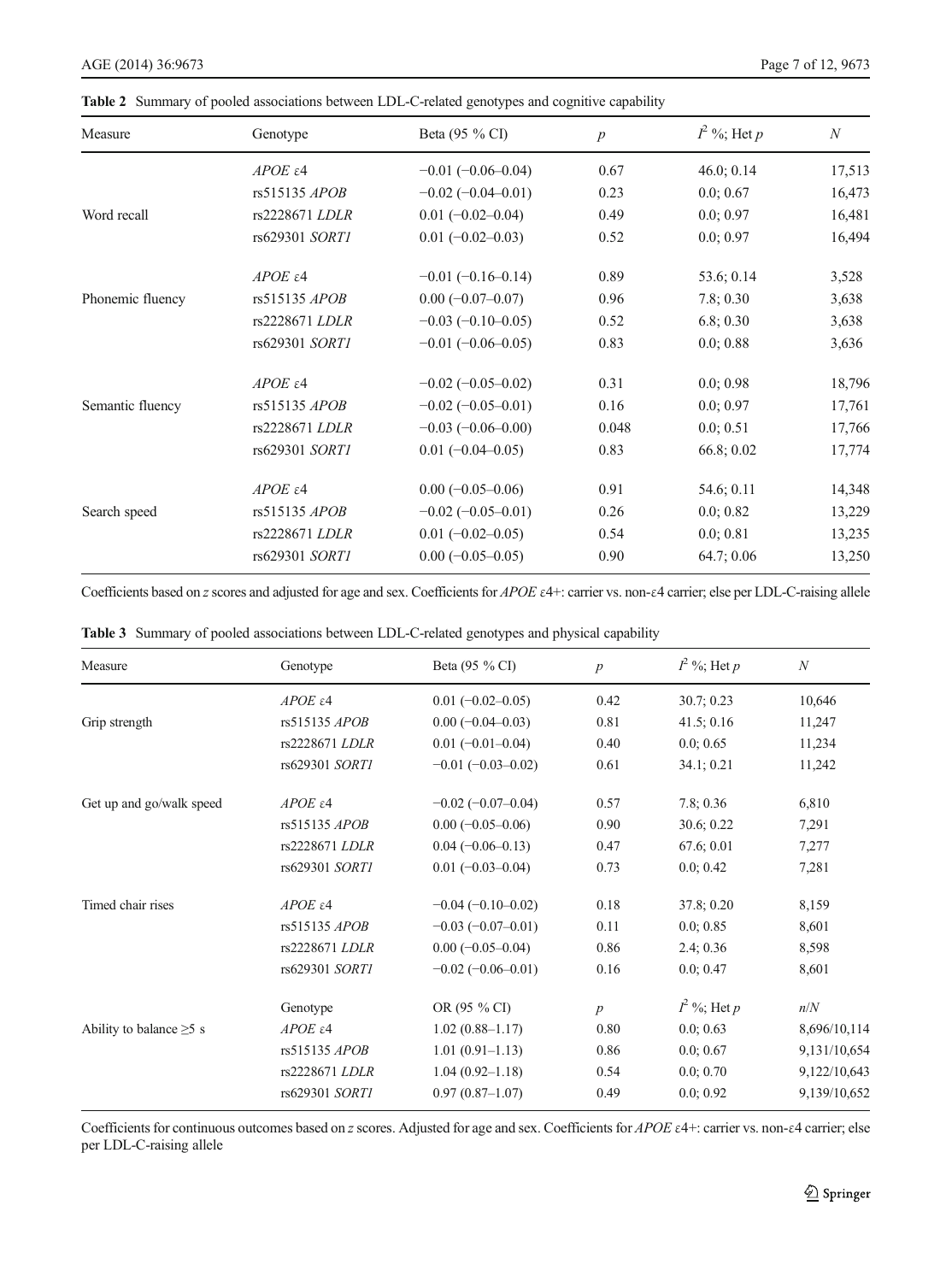**Table 2** Summary of pooled associations between LDL-C-related genotypes and cognitive capability

| Measure | Genotype | Beta (95 % CI) | $p$ | $I^2$ %; Het $p$ | $N$ |
|---|---|---|---|---|---|
| Word recall | *APOE* ε4 | −0.01 (−0.06–0.04) | 0.67 | 46.0; 0.14 | 17,513 |
| | rs515135 *APOB* | −0.02 (−0.04–0.01) | 0.23 | 0.0; 0.67 | 16,473 |
| | rs2228671 *LDLR* | 0.01 (−0.02–0.04) | 0.49 | 0.0; 0.97 | 16,481 |
| | rs629301 *SORT1* | 0.01 (−0.02–0.03) | 0.52 | 0.0; 0.97 | 16,494 |
| Phonemic fluency | *APOE* ε4 | −0.01 (−0.16–0.14) | 0.89 | 53.6; 0.14 | 3,528 |
| | rs515135 *APOB* | 0.00 (−0.07–0.07) | 0.96 | 7.8; 0.30 | 3,638 |
| | rs2228671 *LDLR* | −0.03 (−0.10–0.05) | 0.52 | 6.8; 0.30 | 3,638 |
| | rs629301 *SORT1* | −0.01 (−0.06–0.05) | 0.83 | 0.0; 0.88 | 3,636 |
| Semantic fluency | *APOE* ε4 | −0.02 (−0.05–0.02) | 0.31 | 0.0; 0.98 | 18,796 |
| | rs515135 *APOB* | −0.02 (−0.05–0.01) | 0.16 | 0.0; 0.97 | 17,761 |
| | rs2228671 *LDLR* | −0.03 (−0.06–0.00) | 0.048 | 0.0; 0.51 | 17,766 |
| | rs629301 *SORT1* | 0.01 (−0.04–0.05) | 0.83 | 66.8; 0.02 | 17,774 |
| Search speed | *APOE* ε4 | 0.00 (−0.05–0.06) | 0.91 | 54.6; 0.11 | 14,348 |
| | rs515135 *APOB* | −0.02 (−0.05–0.01) | 0.26 | 0.0; 0.82 | 13,229 |
| | rs2228671 *LDLR* | 0.01 (−0.02–0.05) | 0.54 | 0.0; 0.81 | 13,235 |
| | rs629301 *SORT1* | 0.00 (−0.05–0.05) | 0.90 | 64.7; 0.06 | 13,250 |

Coefficients based on *z* scores and adjusted for age and sex. Coefficients for *APOE* ε4+: carrier vs. non-ε4 carrier; else per LDL-C-raising allele

**Table 3** Summary of pooled associations between LDL-C-related genotypes and physical capability

| Measure | Genotype | Beta (95 % CI) | $p$ | $I^2$ %; Het $p$ | $N$ |
|---|---|---|---|---|---|
| Grip strength | *APOE* ε4 | 0.01 (−0.02–0.05) | 0.42 | 30.7; 0.23 | 10,646 |
| | rs515135 *APOB* | 0.00 (−0.04–0.03) | 0.81 | 41.5; 0.16 | 11,247 |
| | rs2228671 *LDLR* | 0.01 (−0.01–0.04) | 0.40 | 0.0; 0.65 | 11,234 |
| | rs629301 *SORT1* | −0.01 (−0.03–0.02) | 0.61 | 34.1; 0.21 | 11,242 |
| Get up and go/walk speed | *APOE* ε4 | −0.02 (−0.07–0.04) | 0.57 | 7.8; 0.36 | 6,810 |
| | rs515135 *APOB* | 0.00 (−0.05–0.06) | 0.90 | 30.6; 0.22 | 7,291 |
| | rs2228671 *LDLR* | 0.04 (−0.06–0.13) | 0.47 | 67.6; 0.01 | 7,277 |
| | rs629301 *SORT1* | 0.01 (−0.03–0.04) | 0.73 | 0.0; 0.42 | 7,281 |
| Timed chair rises | *APOE* ε4 | −0.04 (−0.10–0.02) | 0.18 | 37.8; 0.20 | 8,159 |
| | rs515135 *APOB* | −0.03 (−0.07–0.01) | 0.11 | 0.0; 0.85 | 8,601 |
| | rs2228671 *LDLR* | 0.00 (−0.05–0.04) | 0.86 | 2.4; 0.36 | 8,598 |
| | rs629301 *SORT1* | −0.02 (−0.06–0.01) | 0.16 | 0.0; 0.47 | 8,601 |
| | Genotype | OR (95 % CI) | $p$ | $I^2$ %; Het $p$ | $n/N$ |
| Ability to balance ≥5 s | *APOE* ε4 | 1.02 (0.88–1.17) | 0.80 | 0.0; 0.63 | 8,696/10,114 |
| | rs515135 *APOB* | 1.01 (0.91–1.13) | 0.86 | 0.0; 0.67 | 9,131/10,654 |
| | rs2228671 *LDLR* | 1.04 (0.92–1.18) | 0.54 | 0.0; 0.70 | 9,122/10,643 |
| | rs629301 *SORT1* | 0.97 (0.87–1.07) | 0.49 | 0.0; 0.92 | 9,139/10,652 |

Coefficients for continuous outcomes based on *z* scores. Adjusted for age and sex. Coefficients for *APOE* ε4+: carrier vs. non-ε4 carrier; else per LDL-C-raising allele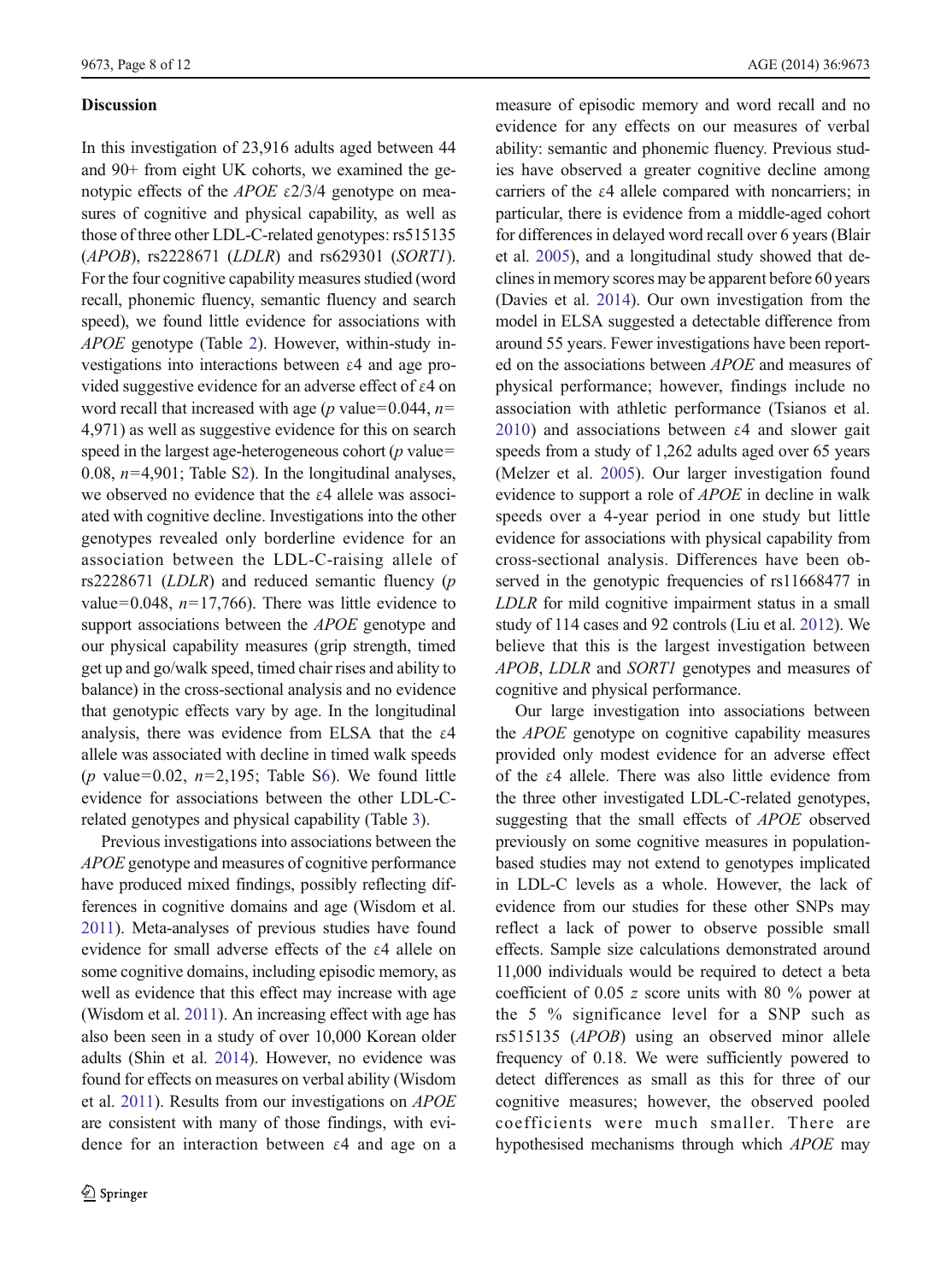## Discussion

In this investigation of 23,916 adults aged between 44 and 90+ from eight UK cohorts, we examined the genotypic effects of the *APOE* ε2/3/4 genotype on measures of cognitive and physical capability, as well as those of three other LDL-C-related genotypes: rs515135 (*APOB*), rs2228671 (*LDLR*) and rs629301 (*SORT1*). For the four cognitive capability measures studied (word recall, phonemic fluency, semantic fluency and search speed), we found little evidence for associations with *APOE* genotype (Table 2). However, within-study investigations into interactions between ε4 and age provided suggestive evidence for an adverse effect of ε4 on word recall that increased with age ($p$ value=0.044, $n$=4,971) as well as suggestive evidence for this on search speed in the largest age-heterogeneous cohort ($p$ value=0.08, $n$=4,901; Table S2). In the longitudinal analyses, we observed no evidence that the ε4 allele was associated with cognitive decline. Investigations into the other genotypes revealed only borderline evidence for an association between the LDL-C-raising allele of rs2228671 (*LDLR*) and reduced semantic fluency ($p$ value=0.048, $n$=17,766). There was little evidence to support associations between the *APOE* genotype and our physical capability measures (grip strength, timed get up and go/walk speed, timed chair rises and ability to balance) in the cross-sectional analysis and no evidence that genotypic effects vary by age. In the longitudinal analysis, there was evidence from ELSA that the ε4 allele was associated with decline in timed walk speeds ($p$ value=0.02, $n$=2,195; Table S6). We found little evidence for associations between the other LDL-C-related genotypes and physical capability (Table 3).

Previous investigations into associations between the *APOE* genotype and measures of cognitive performance have produced mixed findings, possibly reflecting differences in cognitive domains and age (Wisdom et al. 2011). Meta-analyses of previous studies have found evidence for small adverse effects of the ε4 allele on some cognitive domains, including episodic memory, as well as evidence that this effect may increase with age (Wisdom et al. 2011). An increasing effect with age has also been seen in a study of over 10,000 Korean older adults (Shin et al. 2014). However, no evidence was found for effects on measures on verbal ability (Wisdom et al. 2011). Results from our investigations on *APOE* are consistent with many of those findings, with evidence for an interaction between ε4 and age on a measure of episodic memory and word recall and no evidence for any effects on our measures of verbal ability: semantic and phonemic fluency. Previous studies have observed a greater cognitive decline among carriers of the ε4 allele compared with noncarriers; in particular, there is evidence from a middle-aged cohort for differences in delayed word recall over 6 years (Blair et al. 2005), and a longitudinal study showed that declines in memory scores may be apparent before 60 years (Davies et al. 2014). Our own investigation from the model in ELSA suggested a detectable difference from around 55 years. Fewer investigations have been reported on the associations between *APOE* and measures of physical performance; however, findings include no association with athletic performance (Tsianos et al. 2010) and associations between ε4 and slower gait speeds from a study of 1,262 adults aged over 65 years (Melzer et al. 2005). Our larger investigation found evidence to support a role of *APOE* in decline in walk speeds over a 4-year period in one study but little evidence for associations with physical capability from cross-sectional analysis. Differences have been observed in the genotypic frequencies of rs11668477 in *LDLR* for mild cognitive impairment status in a small study of 114 cases and 92 controls (Liu et al. 2012). We believe that this is the largest investigation between *APOB*, *LDLR* and *SORT1* genotypes and measures of cognitive and physical performance.

Our large investigation into associations between the *APOE* genotype on cognitive capability measures provided only modest evidence for an adverse effect of the ε4 allele. There was also little evidence from the three other investigated LDL-C-related genotypes, suggesting that the small effects of *APOE* observed previously on some cognitive measures in population-based studies may not extend to genotypes implicated in LDL-C levels as a whole. However, the lack of evidence from our studies for these other SNPs may reflect a lack of power to observe possible small effects. Sample size calculations demonstrated around 11,000 individuals would be required to detect a beta coefficient of 0.05 $z$ score units with 80 % power at the 5 % significance level for a SNP such as rs515135 (*APOB*) using an observed minor allele frequency of 0.18. We were sufficiently powered to detect differences as small as this for three of our cognitive measures; however, the observed pooled coefficients were much smaller. There are hypothesised mechanisms through which *APOE* may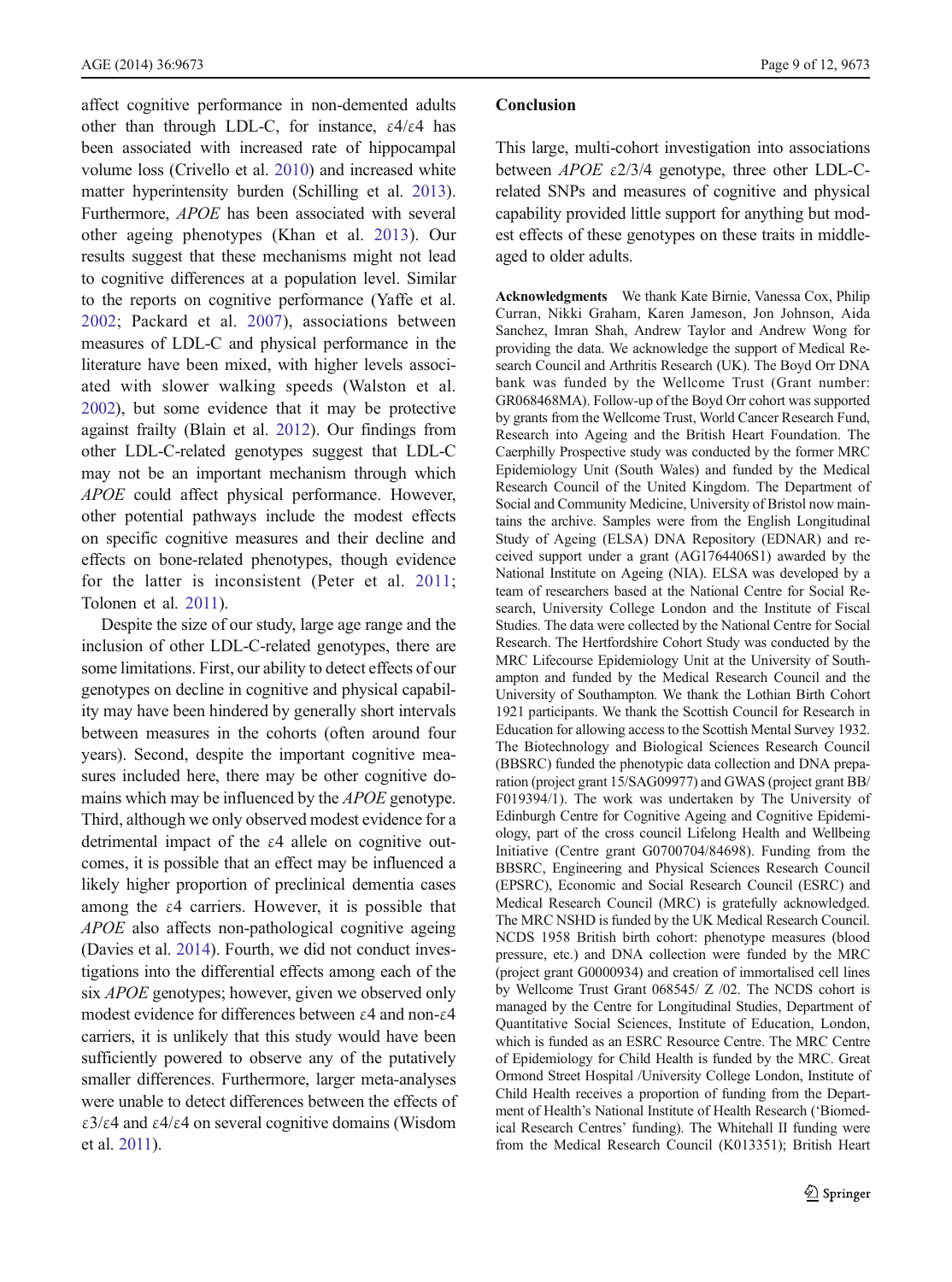affect cognitive performance in non-demented adults other than through LDL-C, for instance, ε4/ε4 has been associated with increased rate of hippocampal volume loss (Crivello et al. 2010) and increased white matter hyperintensity burden (Schilling et al. 2013). Furthermore, *APOE* has been associated with several other ageing phenotypes (Khan et al. 2013). Our results suggest that these mechanisms might not lead to cognitive differences at a population level. Similar to the reports on cognitive performance (Yaffe et al. 2002; Packard et al. 2007), associations between measures of LDL-C and physical performance in the literature have been mixed, with higher levels associated with slower walking speeds (Walston et al. 2002), but some evidence that it may be protective against frailty (Blain et al. 2012). Our findings from other LDL-C-related genotypes suggest that LDL-C may not be an important mechanism through which *APOE* could affect physical performance. However, other potential pathways include the modest effects on specific cognitive measures and their decline and effects on bone-related phenotypes, though evidence for the latter is inconsistent (Peter et al. 2011; Tolonen et al. 2011).

Despite the size of our study, large age range and the inclusion of other LDL-C-related genotypes, there are some limitations. First, our ability to detect effects of our genotypes on decline in cognitive and physical capability may have been hindered by generally short intervals between measures in the cohorts (often around four years). Second, despite the important cognitive measures included here, there may be other cognitive domains which may be influenced by the *APOE* genotype. Third, although we only observed modest evidence for a detrimental impact of the ε4 allele on cognitive outcomes, it is possible that an effect may be influenced a likely higher proportion of preclinical dementia cases among the ε4 carriers. However, it is possible that *APOE* also affects non-pathological cognitive ageing (Davies et al. 2014). Fourth, we did not conduct investigations into the differential effects among each of the six *APOE* genotypes; however, given we observed only modest evidence for differences between ε4 and non-ε4 carriers, it is unlikely that this study would have been sufficiently powered to observe any of the putatively smaller differences. Furthermore, larger meta-analyses were unable to detect differences between the effects of ε3/ε4 and ε4/ε4 on several cognitive domains (Wisdom et al. 2011).

## Conclusion

This large, multi-cohort investigation into associations between *APOE* ε2/3/4 genotype, three other LDL-C-related SNPs and measures of cognitive and physical capability provided little support for anything but modest effects of these genotypes on these traits in middle-aged to older adults.

**Acknowledgments** We thank Kate Birnie, Vanessa Cox, Philip Curran, Nikki Graham, Karen Jameson, Jon Johnson, Aida Sanchez, Imran Shah, Andrew Taylor and Andrew Wong for providing the data. We acknowledge the support of Medical Research Council and Arthritis Research (UK). The Boyd Orr DNA bank was funded by the Wellcome Trust (Grant number: GR068468MA). Follow-up of the Boyd Orr cohort was supported by grants from the Wellcome Trust, World Cancer Research Fund, Research into Ageing and the British Heart Foundation. The Caerphilly Prospective study was conducted by the former MRC Epidemiology Unit (South Wales) and funded by the Medical Research Council of the United Kingdom. The Department of Social and Community Medicine, University of Bristol now maintains the archive. Samples were from the English Longitudinal Study of Ageing (ELSA) DNA Repository (EDNAR) and received support under a grant (AG1764406S1) awarded by the National Institute on Ageing (NIA). ELSA was developed by a team of researchers based at the National Centre for Social Research, University College London and the Institute of Fiscal Studies. The data were collected by the National Centre for Social Research. The Hertfordshire Cohort Study was conducted by the MRC Lifecourse Epidemiology Unit at the University of Southampton and funded by the Medical Research Council and the University of Southampton. We thank the Lothian Birth Cohort 1921 participants. We thank the Scottish Council for Research in Education for allowing access to the Scottish Mental Survey 1932. The Biotechnology and Biological Sciences Research Council (BBSRC) funded the phenotypic data collection and DNA preparation (project grant 15/SAG09977) and GWAS (project grant BB/F019394/1). The work was undertaken by The University of Edinburgh Centre for Cognitive Ageing and Cognitive Epidemiology, part of the cross council Lifelong Health and Wellbeing Initiative (Centre grant G0700704/84698). Funding from the BBSRC, Engineering and Physical Sciences Research Council (EPSRC), Economic and Social Research Council (ESRC) and Medical Research Council (MRC) is gratefully acknowledged. The MRC NSHD is funded by the UK Medical Research Council. NCDS 1958 British birth cohort: phenotype measures (blood pressure, etc.) and DNA collection were funded by the MRC (project grant G0000934) and creation of immortalised cell lines by Wellcome Trust Grant 068545/ Z /02. The NCDS cohort is managed by the Centre for Longitudinal Studies, Department of Quantitative Social Sciences, Institute of Education, London, which is funded as an ESRC Resource Centre. The MRC Centre of Epidemiology for Child Health is funded by the MRC. Great Ormond Street Hospital /University College London, Institute of Child Health receives a proportion of funding from the Department of Health's National Institute of Health Research ('Biomedical Research Centres' funding). The Whitehall II funding were from the Medical Research Council (K013351); British Heart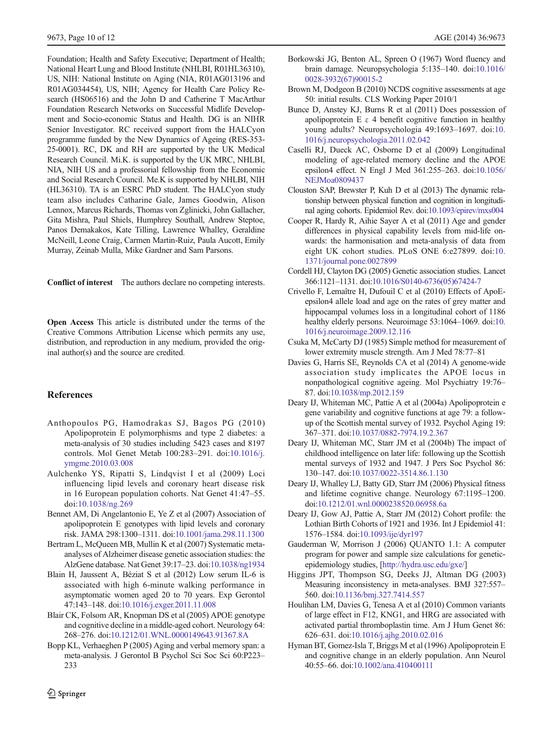Foundation; Health and Safety Executive; Department of Health; National Heart Lung and Blood Institute (NHLBI, R01HL36310), US, NIH: National Institute on Aging (NIA, R01AG013196 and R01AG034454), US, NIH; Agency for Health Care Policy Research (HS06516) and the John D and Catherine T MacArthur Foundation Research Networks on Successful Midlife Development and Socio-economic Status and Health. DG is an NIHR Senior Investigator. RC received support from the HALCyon programme funded by the New Dynamics of Ageing (RES-353-25-0001). RC, DK and RH are supported by the UK Medical Research Council. Mi.K. is supported by the UK MRC, NHLBI, NIA, NIH US and a professorial fellowship from the Economic and Social Research Council. Me.K is supported by NHLBI, NIH (HL36310). TA is an ESRC PhD student. The HALCyon study team also includes Catharine Gale, James Goodwin, Alison Lennox, Marcus Richards, Thomas von Zglinicki, John Gallacher, Gita Mishra, Paul Shiels, Humphrey Southall, Andrew Steptoe, Panos Demakakos, Kate Tilling, Lawrence Whalley, Geraldine McNeill, Leone Craig, Carmen Martin-Ruiz, Paula Aucott, Emily Murray, Zeinab Mulla, Mike Gardner and Sam Parsons.

**Conflict of interest** The authors declare no competing interests.

**Open Access** This article is distributed under the terms of the Creative Commons Attribution License which permits any use, distribution, and reproduction in any medium, provided the original author(s) and the source are credited.

## References

Anthopoulos PG, Hamodrakas SJ, Bagos PG (2010) Apolipoprotein E polymorphisms and type 2 diabetes: a meta-analysis of 30 studies including 5423 cases and 8197 controls. Mol Genet Metab 100:283–291. doi:10.1016/j.ymgme.2010.03.008

Aulchenko YS, Ripatti S, Lindqvist I et al (2009) Loci influencing lipid levels and coronary heart disease risk in 16 European population cohorts. Nat Genet 41:47–55. doi:10.1038/ng.269

Bennet AM, Di Angelantonio E, Ye Z et al (2007) Association of apolipoprotein E genotypes with lipid levels and coronary risk. JAMA 298:1300–1311. doi:10.1001/jama.298.11.1300

Bertram L, McQueen MB, Mullin K et al (2007) Systematic meta-analyses of Alzheimer disease genetic association studies: the AlzGene database. Nat Genet 39:17–23. doi:10.1038/ng1934

Blain H, Jaussent A, Béziat S et al (2012) Low serum IL-6 is associated with high 6-minute walking performance in asymptomatic women aged 20 to 70 years. Exp Gerontol 47:143–148. doi:10.1016/j.exger.2011.11.008

Blair CK, Folsom AR, Knopman DS et al (2005) APOE genotype and cognitive decline in a middle-aged cohort. Neurology 64: 268–276. doi:10.1212/01.WNL.0000149643.91367.8A

Bopp KL, Verhaeghen P (2005) Aging and verbal memory span: a meta-analysis. J Gerontol B Psychol Sci Soc Sci 60:P223–233

Borkowski JG, Benton AL, Spreen O (1967) Word fluency and brain damage. Neuropsychologia 5:135–140. doi:10.1016/0028-3932(67)90015-2

Brown M, Dodgeon B (2010) NCDS cognitive assessments at age 50: initial results. CLS Working Paper 2010/1

Bunce D, Anstey KJ, Burns R et al (2011) Does possession of apolipoprotein E ε 4 benefit cognitive function in healthy young adults? Neuropsychologia 49:1693–1697. doi:10.1016/j.neuropsychologia.2011.02.042

Caselli RJ, Dueck AC, Osborne D et al (2009) Longitudinal modeling of age-related memory decline and the APOE epsilon4 effect. N Engl J Med 361:255–263. doi:10.1056/NEJMoa0809437

Clouston SAP, Brewster P, Kuh D et al (2013) The dynamic relationship between physical function and cognition in longitudinal aging cohorts. Epidemiol Rev. doi:10.1093/epirev/mxs004

Cooper R, Hardy R, Aihie Sayer A et al (2011) Age and gender differences in physical capability levels from mid-life onwards: the harmonisation and meta-analysis of data from eight UK cohort studies. PLoS ONE 6:e27899. doi:10.1371/journal.pone.0027899

Cordell HJ, Clayton DG (2005) Genetic association studies. Lancet 366:1121–1131. doi:10.1016/S0140-6736(05)67424-7

Crivello F, Lemaître H, Dufouil C et al (2010) Effects of ApoE-epsilon4 allele load and age on the rates of grey matter and hippocampal volumes loss in a longitudinal cohort of 1186 healthy elderly persons. Neuroimage 53:1064–1069. doi:10.1016/j.neuroimage.2009.12.116

Csuka M, McCarty DJ (1985) Simple method for measurement of lower extremity muscle strength. Am J Med 78:77–81

Davies G, Harris SE, Reynolds CA et al (2014) A genome-wide association study implicates the APOE locus in nonpathological cognitive ageing. Mol Psychiatry 19:76–87. doi:10.1038/mp.2012.159

Deary IJ, Whiteman MC, Pattie A et al (2004a) Apolipoprotein e gene variability and cognitive functions at age 79: a follow-up of the Scottish mental survey of 1932. Psychol Aging 19: 367–371. doi:10.1037/0882-7974.19.2.367

Deary IJ, Whiteman MC, Starr JM et al (2004b) The impact of childhood intelligence on later life: following up the Scottish mental surveys of 1932 and 1947. J Pers Soc Psychol 86: 130–147. doi:10.1037/0022-3514.86.1.130

Deary IJ, Whalley LJ, Batty GD, Starr JM (2006) Physical fitness and lifetime cognitive change. Neurology 67:1195–1200. doi:10.1212/01.wnl.0000238520.06958.6a

Deary IJ, Gow AJ, Pattie A, Starr JM (2012) Cohort profile: the Lothian Birth Cohorts of 1921 and 1936. Int J Epidemiol 41: 1576–1584. doi:10.1093/ije/dyr197

Gauderman W, Morrison J (2006) QUANTO 1.1: A computer program for power and sample size calculations for genetic-epidemiology studies, [http://hydra.usc.edu/gxe/]

Higgins JPT, Thompson SG, Deeks JJ, Altman DG (2003) Measuring inconsistency in meta-analyses. BMJ 327:557–560. doi:10.1136/bmj.327.7414.557

Houlihan LM, Davies G, Tenesa A et al (2010) Common variants of large effect in F12, KNG1, and HRG are associated with activated partial thromboplastin time. Am J Hum Genet 86: 626–631. doi:10.1016/j.ajhg.2010.02.016

Hyman BT, Gomez-Isla T, Briggs M et al (1996) Apolipoprotein E and cognitive change in an elderly population. Ann Neurol 40:55–66. doi:10.1002/ana.410400111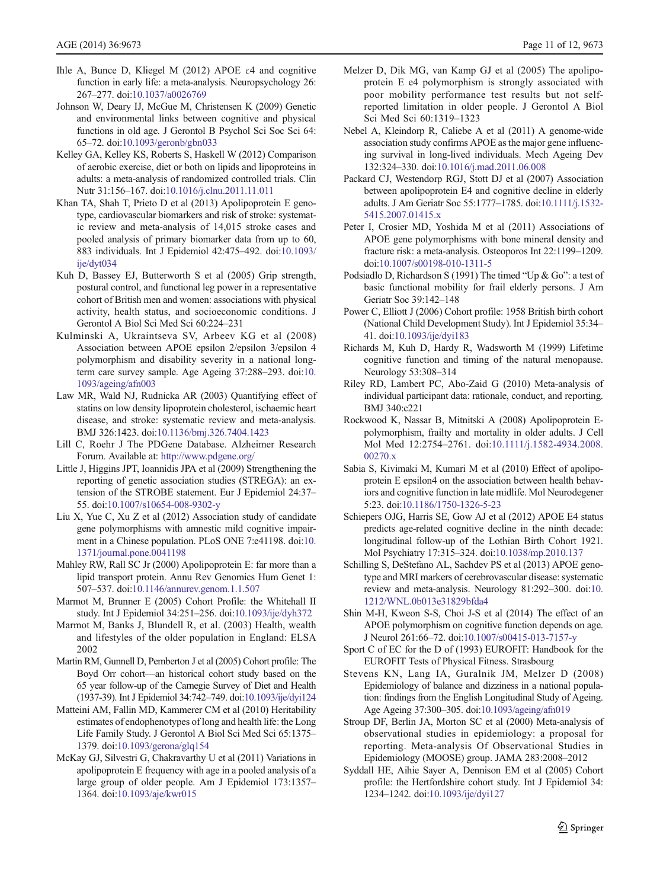Ihle A, Bunce D, Kliegel M (2012) APOE ε4 and cognitive function in early life: a meta-analysis. Neuropsychology 26: 267–277. doi:10.1037/a0026769

Johnson W, Deary IJ, McGue M, Christensen K (2009) Genetic and environmental links between cognitive and physical functions in old age. J Gerontol B Psychol Sci Soc Sci 64: 65–72. doi:10.1093/geronb/gbn033

Kelley GA, Kelley KS, Roberts S, Haskell W (2012) Comparison of aerobic exercise, diet or both on lipids and lipoproteins in adults: a meta-analysis of randomized controlled trials. Clin Nutr 31:156–167. doi:10.1016/j.clnu.2011.11.011

Khan TA, Shah T, Prieto D et al (2013) Apolipoprotein E genotype, cardiovascular biomarkers and risk of stroke: systematic review and meta-analysis of 14,015 stroke cases and pooled analysis of primary biomarker data from up to 60, 883 individuals. Int J Epidemiol 42:475–492. doi:10.1093/ije/dyt034

Kuh D, Bassey EJ, Butterworth S et al (2005) Grip strength, postural control, and functional leg power in a representative cohort of British men and women: associations with physical activity, health status, and socioeconomic conditions. J Gerontol A Biol Sci Med Sci 60:224–231

Kulminski A, Ukraintseva SV, Arbeev KG et al (2008) Association between APOE epsilon 2/epsilon 3/epsilon 4 polymorphism and disability severity in a national long-term care survey sample. Age Ageing 37:288–293. doi:10.1093/ageing/afn003

Law MR, Wald NJ, Rudnicka AR (2003) Quantifying effect of statins on low density lipoprotein cholesterol, ischaemic heart disease, and stroke: systematic review and meta-analysis. BMJ 326:1423. doi:10.1136/bmj.326.7404.1423

Lill C, Roehr J The PDGene Database. Alzheimer Research Forum. Available at: http://www.pdgene.org/

Little J, Higgins JPT, Ioannidis JPA et al (2009) Strengthening the reporting of genetic association studies (STREGA): an extension of the STROBE statement. Eur J Epidemiol 24:37–55. doi:10.1007/s10654-008-9302-y

Liu X, Yue C, Xu Z et al (2012) Association study of candidate gene polymorphisms with amnestic mild cognitive impairment in a Chinese population. PLoS ONE 7:e41198. doi:10.1371/journal.pone.0041198

Mahley RW, Rall SC Jr (2000) Apolipoprotein E: far more than a lipid transport protein. Annu Rev Genomics Hum Genet 1: 507–537. doi:10.1146/annurev.genom.1.1.507

Marmot M, Brunner E (2005) Cohort Profile: the Whitehall II study. Int J Epidemiol 34:251–256. doi:10.1093/ije/dyh372

Marmot M, Banks J, Blundell R, et al. (2003) Health, wealth and lifestyles of the older population in England: ELSA 2002

Martin RM, Gunnell D, Pemberton J et al (2005) Cohort profile: The Boyd Orr cohort—an historical cohort study based on the 65 year follow-up of the Carnegie Survey of Diet and Health (1937-39). Int J Epidemiol 34:742–749. doi:10.1093/ije/dyi124

Matteini AM, Fallin MD, Kammerer CM et al (2010) Heritability estimates of endophenotypes of long and health life: the Long Life Family Study. J Gerontol A Biol Sci Med Sci 65:1375–1379. doi:10.1093/gerona/glq154

McKay GJ, Silvestri G, Chakravarthy U et al (2011) Variations in apolipoprotein E frequency with age in a pooled analysis of a large group of older people. Am J Epidemiol 173:1357–1364. doi:10.1093/aje/kwr015

Melzer D, Dik MG, van Kamp GJ et al (2005) The apolipoprotein E e4 polymorphism is strongly associated with poor mobility performance test results but not self-reported limitation in older people. J Gerontol A Biol Sci Med Sci 60:1319–1323

Nebel A, Kleindorp R, Caliebe A et al (2011) A genome-wide association study confirms APOE as the major gene influencing survival in long-lived individuals. Mech Ageing Dev 132:324–330. doi:10.1016/j.mad.2011.06.008

Packard CJ, Westendorp RGJ, Stott DJ et al (2007) Association between apolipoprotein E4 and cognitive decline in elderly adults. J Am Geriatr Soc 55:1777–1785. doi:10.1111/j.1532-5415.2007.01415.x

Peter I, Crosier MD, Yoshida M et al (2011) Associations of APOE gene polymorphisms with bone mineral density and fracture risk: a meta-analysis. Osteoporos Int 22:1199–1209. doi:10.1007/s00198-010-1311-5

Podsiadlo D, Richardson S (1991) The timed "Up & Go": a test of basic functional mobility for frail elderly persons. J Am Geriatr Soc 39:142–148

Power C, Elliott J (2006) Cohort profile: 1958 British birth cohort (National Child Development Study). Int J Epidemiol 35:34–41. doi:10.1093/ije/dyi183

Richards M, Kuh D, Hardy R, Wadsworth M (1999) Lifetime cognitive function and timing of the natural menopause. Neurology 53:308–314

Riley RD, Lambert PC, Abo-Zaid G (2010) Meta-analysis of individual participant data: rationale, conduct, and reporting. BMJ 340:c221

Rockwood K, Nassar B, Mitnitski A (2008) Apolipoprotein E-polymorphism, frailty and mortality in older adults. J Cell Mol Med 12:2754–2761. doi:10.1111/j.1582-4934.2008.00270.x

Sabia S, Kivimaki M, Kumari M et al (2010) Effect of apolipoprotein E epsilon4 on the association between health behaviors and cognitive function in late midlife. Mol Neurodegener 5:23. doi:10.1186/1750-1326-5-23

Schiepers OJG, Harris SE, Gow AJ et al (2012) APOE E4 status predicts age-related cognitive decline in the ninth decade: longitudinal follow-up of the Lothian Birth Cohort 1921. Mol Psychiatry 17:315–324. doi:10.1038/mp.2010.137

Schilling S, DeStefano AL, Sachdev PS et al (2013) APOE genotype and MRI markers of cerebrovascular disease: systematic review and meta-analysis. Neurology 81:292–300. doi:10.1212/WNL.0b013e31829bfda4

Shin M-H, Kweon S-S, Choi J-S et al (2014) The effect of an APOE polymorphism on cognitive function depends on age. J Neurol 261:66–72. doi:10.1007/s00415-013-7157-y

Sport C of EC for the D of (1993) EUROFIT: Handbook for the EUROFIT Tests of Physical Fitness. Strasbourg

Stevens KN, Lang IA, Guralnik JM, Melzer D (2008) Epidemiology of balance and dizziness in a national population: findings from the English Longitudinal Study of Ageing. Age Ageing 37:300–305. doi:10.1093/ageing/afn019

Stroup DF, Berlin JA, Morton SC et al (2000) Meta-analysis of observational studies in epidemiology: a proposal for reporting. Meta-analysis Of Observational Studies in Epidemiology (MOOSE) group. JAMA 283:2008–2012

Syddall HE, Aihie Sayer A, Dennison EM et al (2005) Cohort profile: the Hertfordshire cohort study. Int J Epidemiol 34: 1234–1242. doi:10.1093/ije/dyi127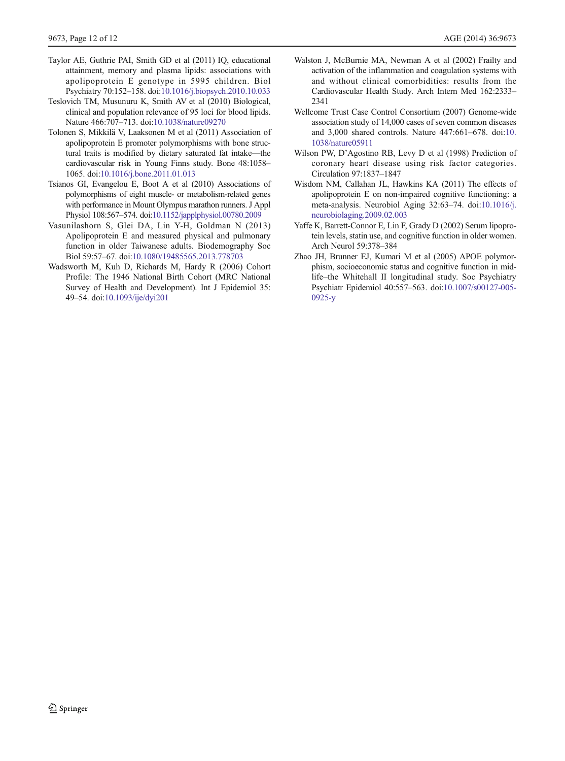Taylor AE, Guthrie PAI, Smith GD et al (2011) IQ, educational attainment, memory and plasma lipids: associations with apolipoprotein E genotype in 5995 children. Biol Psychiatry 70:152–158. doi:10.1016/j.biopsych.2010.10.033

Teslovich TM, Musunuru K, Smith AV et al (2010) Biological, clinical and population relevance of 95 loci for blood lipids. Nature 466:707–713. doi:10.1038/nature09270

Tolonen S, Mikkilä V, Laaksonen M et al (2011) Association of apolipoprotein E promoter polymorphisms with bone structural traits is modified by dietary saturated fat intake—the cardiovascular risk in Young Finns study. Bone 48:1058–1065. doi:10.1016/j.bone.2011.01.013

Tsianos GI, Evangelou E, Boot A et al (2010) Associations of polymorphisms of eight muscle- or metabolism-related genes with performance in Mount Olympus marathon runners. J Appl Physiol 108:567–574. doi:10.1152/japplphysiol.00780.2009

Vasunilashorn S, Glei DA, Lin Y-H, Goldman N (2013) Apolipoprotein E and measured physical and pulmonary function in older Taiwanese adults. Biodemography Soc Biol 59:57–67. doi:10.1080/19485565.2013.778703

Wadsworth M, Kuh D, Richards M, Hardy R (2006) Cohort Profile: The 1946 National Birth Cohort (MRC National Survey of Health and Development). Int J Epidemiol 35: 49–54. doi:10.1093/ije/dyi201

Walston J, McBurnie MA, Newman A et al (2002) Frailty and activation of the inflammation and coagulation systems with and without clinical comorbidities: results from the Cardiovascular Health Study. Arch Intern Med 162:2333–2341

Wellcome Trust Case Control Consortium (2007) Genome-wide association study of 14,000 cases of seven common diseases and 3,000 shared controls. Nature 447:661–678. doi:10.1038/nature05911

Wilson PW, D'Agostino RB, Levy D et al (1998) Prediction of coronary heart disease using risk factor categories. Circulation 97:1837–1847

Wisdom NM, Callahan JL, Hawkins KA (2011) The effects of apolipoprotein E on non-impaired cognitive functioning: a meta-analysis. Neurobiol Aging 32:63–74. doi:10.1016/j.neurobiolaging.2009.02.003

Yaffe K, Barrett-Connor E, Lin F, Grady D (2002) Serum lipoprotein levels, statin use, and cognitive function in older women. Arch Neurol 59:378–384

Zhao JH, Brunner EJ, Kumari M et al (2005) APOE polymorphism, socioeconomic status and cognitive function in mid-life–the Whitehall II longitudinal study. Soc Psychiatry Psychiatr Epidemiol 40:557–563. doi:10.1007/s00127-005-0925-y